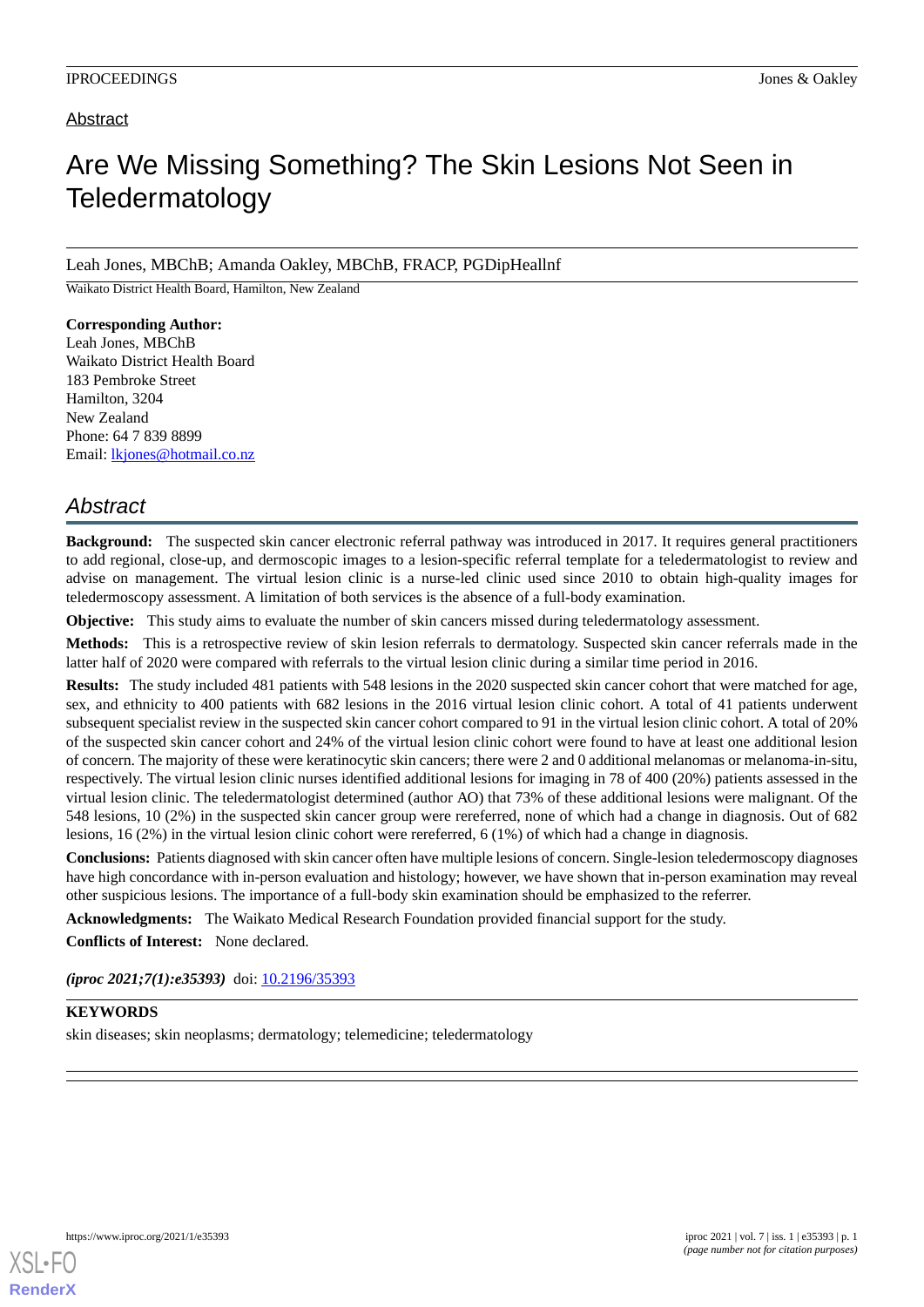Abstract

# Are We Missing Something? The Skin Lesions Not Seen in Teledermatology

Leah Jones, MBChB; Amanda Oakley, MBChB, FRACP, PGDipHeallnf

Waikato District Health Board, Hamilton, New Zealand

**Corresponding Author:**
Leah Jones, MBChB
Waikato District Health Board
183 Pembroke Street
Hamilton, 3204
New Zealand
Phone: 64 7 839 8899
Email: lkjones@hotmail.co.nz

## *Abstract*

**Background:** The suspected skin cancer electronic referral pathway was introduced in 2017. It requires general practitioners to add regional, close-up, and dermoscopic images to a lesion-specific referral template for a teledermatologist to review and advise on management. The virtual lesion clinic is a nurse-led clinic used since 2010 to obtain high-quality images for teledermoscopy assessment. A limitation of both services is the absence of a full-body examination.

**Objective:** This study aims to evaluate the number of skin cancers missed during teledermatology assessment.

**Methods:** This is a retrospective review of skin lesion referrals to dermatology. Suspected skin cancer referrals made in the latter half of 2020 were compared with referrals to the virtual lesion clinic during a similar time period in 2016.

**Results:** The study included 481 patients with 548 lesions in the 2020 suspected skin cancer cohort that were matched for age, sex, and ethnicity to 400 patients with 682 lesions in the 2016 virtual lesion clinic cohort. A total of 41 patients underwent subsequent specialist review in the suspected skin cancer cohort compared to 91 in the virtual lesion clinic cohort. A total of 20% of the suspected skin cancer cohort and 24% of the virtual lesion clinic cohort were found to have at least one additional lesion of concern. The majority of these were keratinocytic skin cancers; there were 2 and 0 additional melanomas or melanoma-in-situ, respectively. The virtual lesion clinic nurses identified additional lesions for imaging in 78 of 400 (20%) patients assessed in the virtual lesion clinic. The teledermatologist determined (author AO) that 73% of these additional lesions were malignant. Of the 548 lesions, 10 (2%) in the suspected skin cancer group were rereferred, none of which had a change in diagnosis. Out of 682 lesions, 16 (2%) in the virtual lesion clinic cohort were rereferred, 6 (1%) of which had a change in diagnosis.

**Conclusions:** Patients diagnosed with skin cancer often have multiple lesions of concern. Single-lesion teledermoscopy diagnoses have high concordance with in-person evaluation and histology; however, we have shown that in-person examination may reveal other suspicious lesions. The importance of a full-body skin examination should be emphasized to the referrer.

**Acknowledgments:** The Waikato Medical Research Foundation provided financial support for the study.

**Conflicts of Interest:** None declared.

***(iproc 2021;7(1):e35393)*** doi: 10.2196/35393

**KEYWORDS**

skin diseases; skin neoplasms; dermatology; telemedicine; teledermatology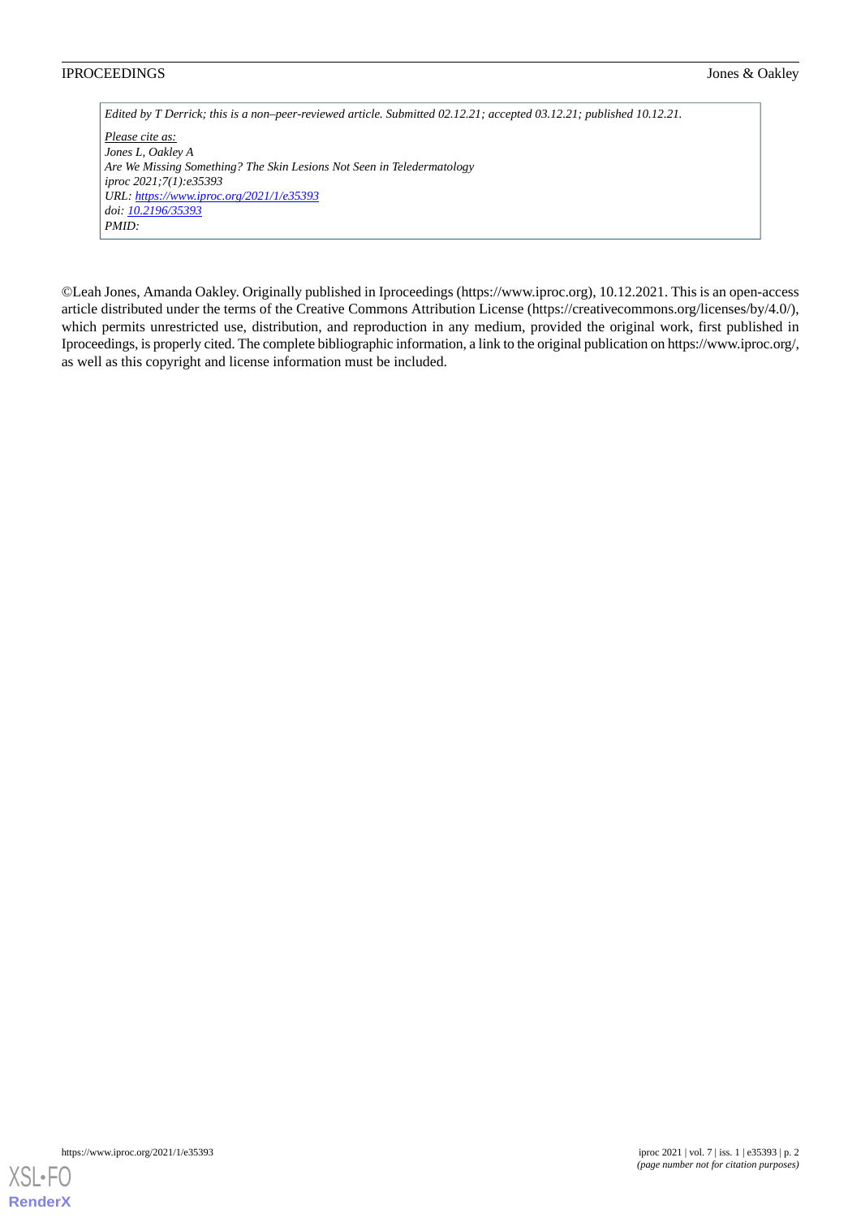*Edited by T Derrick; this is a non–peer-reviewed article. Submitted 02.12.21; accepted 03.12.21; published 10.12.21.*

*Please cite as:*
*Jones L, Oakley A*
*Are We Missing Something? The Skin Lesions Not Seen in Teledermatology*
*iproc 2021;7(1):e35393*
*URL: https://www.iproc.org/2021/1/e35393*
*doi: 10.2196/35393*
*PMID:*

©Leah Jones, Amanda Oakley. Originally published in Iproceedings (https://www.iproc.org), 10.12.2021. This is an open-access article distributed under the terms of the Creative Commons Attribution License (https://creativecommons.org/licenses/by/4.0/), which permits unrestricted use, distribution, and reproduction in any medium, provided the original work, first published in Iproceedings, is properly cited. The complete bibliographic information, a link to the original publication on https://www.iproc.org/, as well as this copyright and license information must be included.